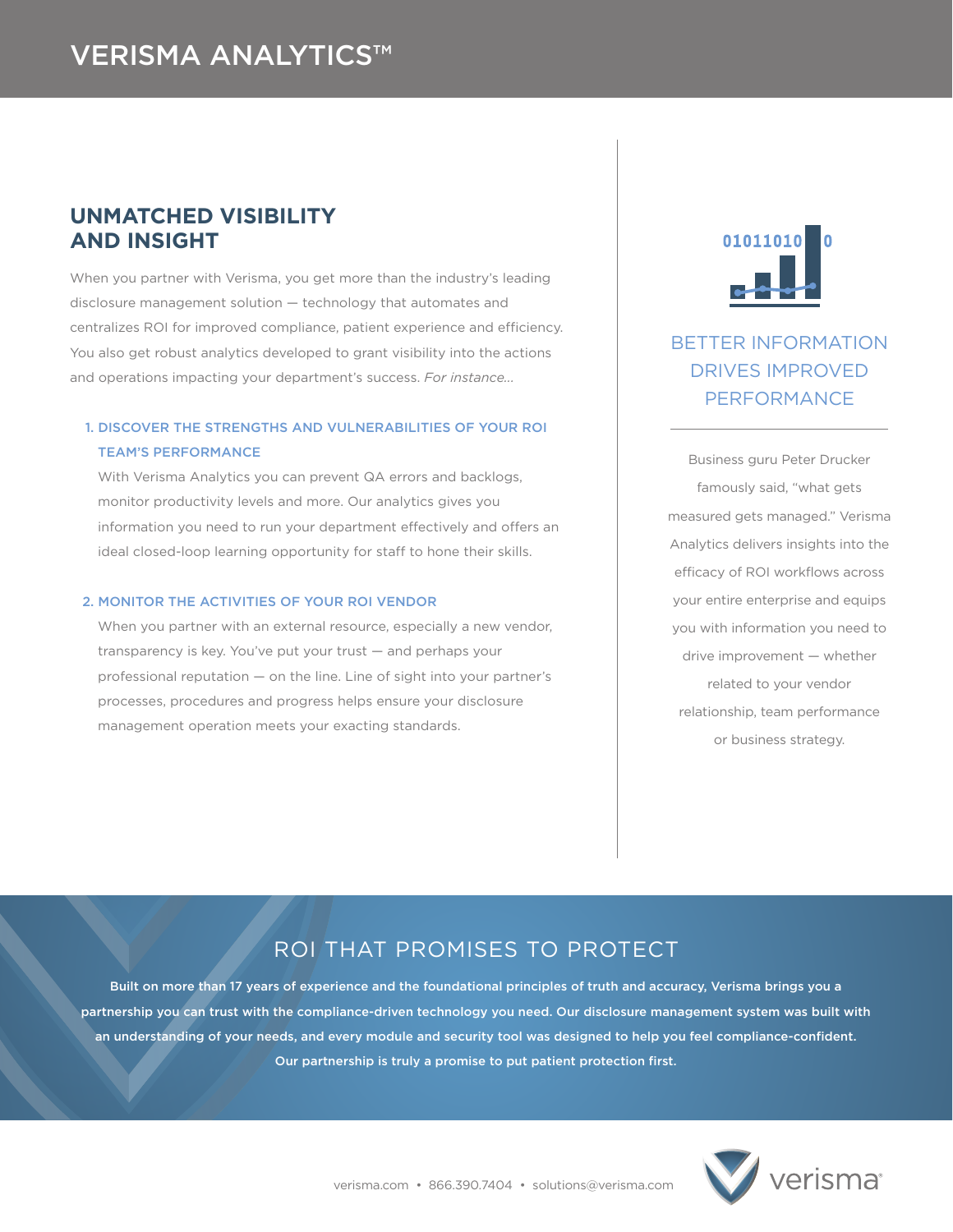# VERISMA ANALYTICS™

## UNMATCHED VISIBILITY AND INSIGHT

When you partner with Verisma, you get more than the industry's leading disclosure management solution — technology that automates and centralizes ROI for improved compliance, patient experience and efficiency. You also get robust analytics developed to grant visibility into the actions and operations impacting your department's success. *For instance...*

1. **DISCOVER THE STRENGTHS AND VULNERABILITIES OF YOUR ROI TEAM'S PERFORMANCE**

   With Verisma Analytics you can prevent QA errors and backlogs, monitor productivity levels and more. Our analytics gives you information you need to run your department effectively and offers an ideal closed-loop learning opportunity for staff to hone their skills.

2. **MONITOR THE ACTIVITIES OF YOUR ROI VENDOR**

   When you partner with an external resource, especially a new vendor, transparency is key. You've put your trust — and perhaps your professional reputation — on the line. Line of sight into your partner's processes, procedures and progress helps ensure your disclosure management operation meets your exacting standards.

## BETTER INFORMATION DRIVES IMPROVED PERFORMANCE

Business guru Peter Drucker famously said, "what gets measured gets managed." Verisma Analytics delivers insights into the efficacy of ROI workflows across your entire enterprise and equips you with information you need to drive improvement — whether related to your vendor relationship, team performance or business strategy.

## ROI THAT PROMISES TO PROTECT

**Built on more than 17 years of experience and the foundational principles of truth and accuracy, Verisma brings you a partnership you can trust with the compliance-driven technology you need. Our disclosure management system was built with an understanding of your needs, and every module and security tool was designed to help you feel compliance-confident. Our partnership is truly a promise to put patient protection first.**

verisma.com • 866.390.7404 • solutions@verisma.com

verisma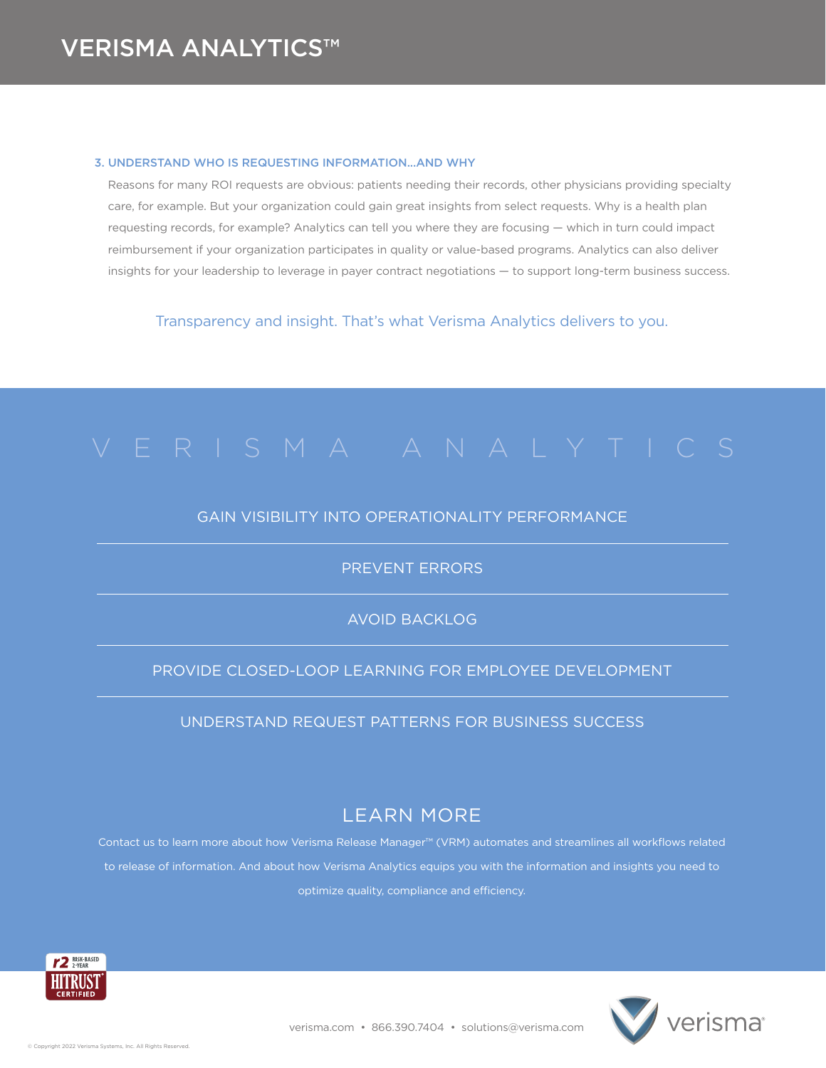# VERISMA ANALYTICS™

### 3. UNDERSTAND WHO IS REQUESTING INFORMATION...AND WHY

Reasons for many ROI requests are obvious: patients needing their records, other physicians providing specialty care, for example. But your organization could gain great insights from select requests. Why is a health plan requesting records, for example? Analytics can tell you where they are focusing — which in turn could impact reimbursement if your organization participates in quality or value-based programs. Analytics can also deliver insights for your leadership to leverage in payer contract negotiations — to support long-term business success.

Transparency and insight. That's what Verisma Analytics delivers to you.

## VERISMA ANALYTICS

GAIN VISIBILITY INTO OPERATIONALITY PERFORMANCE

PREVENT ERRORS

AVOID BACKLOG

PROVIDE CLOSED-LOOP LEARNING FOR EMPLOYEE DEVELOPMENT

UNDERSTAND REQUEST PATTERNS FOR BUSINESS SUCCESS

## LEARN MORE

Contact us to learn more about how Verisma Release Manager™ (VRM) automates and streamlines all workflows related to release of information. And about how Verisma Analytics equips you with the information and insights you need to optimize quality, compliance and efficiency.

r2 RISK-BASED 2-YEAR HITRUST CERTIFIED

verisma.com • 866.390.7404 • solutions@verisma.com

verisma

© Copyright 2022 Verisma Systems, Inc. All Rights Reserved.